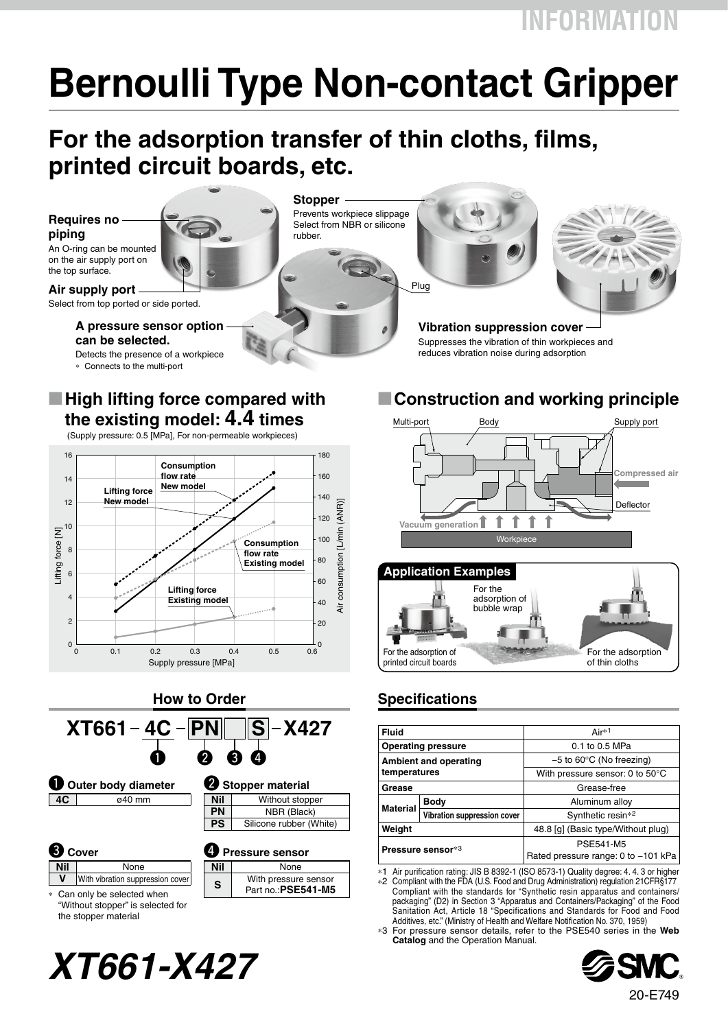# Bernoulli Type Non-contact Gripper

## For the adsorption transfer of thin cloths, films, printed circuit boards, etc.

**Requires no piping**
An O-ring can be mounted on the air supply port on the top surface.

**Air supply port**
Select from top ported or side ported.

**Stopper**
Prevents workpiece slippage
Select from NBR or silicone rubber.

Plug

**A pressure sensor option can be selected.**
Detects the presence of a workpiece
* Connects to the multi-port

**Vibration suppression cover**
Suppresses the vibration of thin workpieces and reduces vibration noise during adsorption

## ■ High lifting force compared with the existing model: 4.4 times

(Supply pressure: 0.5 [MPa], For non-permeable workpieces)

Lifting force [N] / Air consumption [L/min (ANR)] vs Supply pressure [MPa]

- Consumption flow rate New model
- Lifting force New model
- Consumption flow rate Existing model
- Lifting force Existing model

## ■ Construction and working principle

Multi-port, Body, Supply port, Compressed air, Deflector, Vacuum generation, Workpiece

### Application Examples

- For the adsorption of printed circuit boards
- For the adsorption of bubble wrap
- For the adsorption of thin cloths

## How to Order

**XT661 – 4C – PN [ ] S – X427**

❶ 4C ❷ PN ❸ [ ] ❹ S

❶ **Outer body diameter**

| 4C | ø40 mm |
|---|---|

❷ **Stopper material**

| Nil | Without stopper |
|---|---|
| PN | NBR (Black) |
| PS | Silicone rubber (White) |

❸ **Cover**

| Nil | None |
|---|---|
| V* | With vibration suppression cover |

* Can only be selected when "Without stopper" is selected for the stopper material

❹ **Pressure sensor**

| Nil | None |
|---|---|
| S | With pressure sensor Part no.:**PSE541-M5** |

## Specifications

| Fluid | | Air*1 |
|---|---|---|
| Operating pressure | | 0.1 to 0.5 MPa |
| Ambient and operating temperatures | | –5 to 60°C (No freezing) |
| | | With pressure sensor: 0 to 50°C |
| Grease | | Grease-free |
| Material | Body | Aluminum alloy |
| | Vibration suppression cover | Synthetic resin*2 |
| Weight | | 48.8 [g] (Basic type/Without plug) |
| Pressure sensor*3 | | PSE541-M5 Rated pressure range: 0 to –101 kPa |

*1 Air purification rating: JIS B 8392-1 (ISO 8573-1) Quality degree: 4. 4. 3 or higher
*2 Compliant with the FDA (U.S. Food and Drug Administration) regulation 21CFR§177
Compliant with the standards for "Synthetic resin apparatus and containers/packaging" (D2) in Section 3 "Apparatus and Containers/Packaging" of the Food Sanitation Act, Article 18 "Specifications and Standards for Food and Food Additives, etc." (Ministry of Health and Welfare Notification No. 370, 1959)
*3 For pressure sensor details, refer to the PSE540 series in the **Web Catalog** and the Operation Manual.

***XT661-X427***

20-E749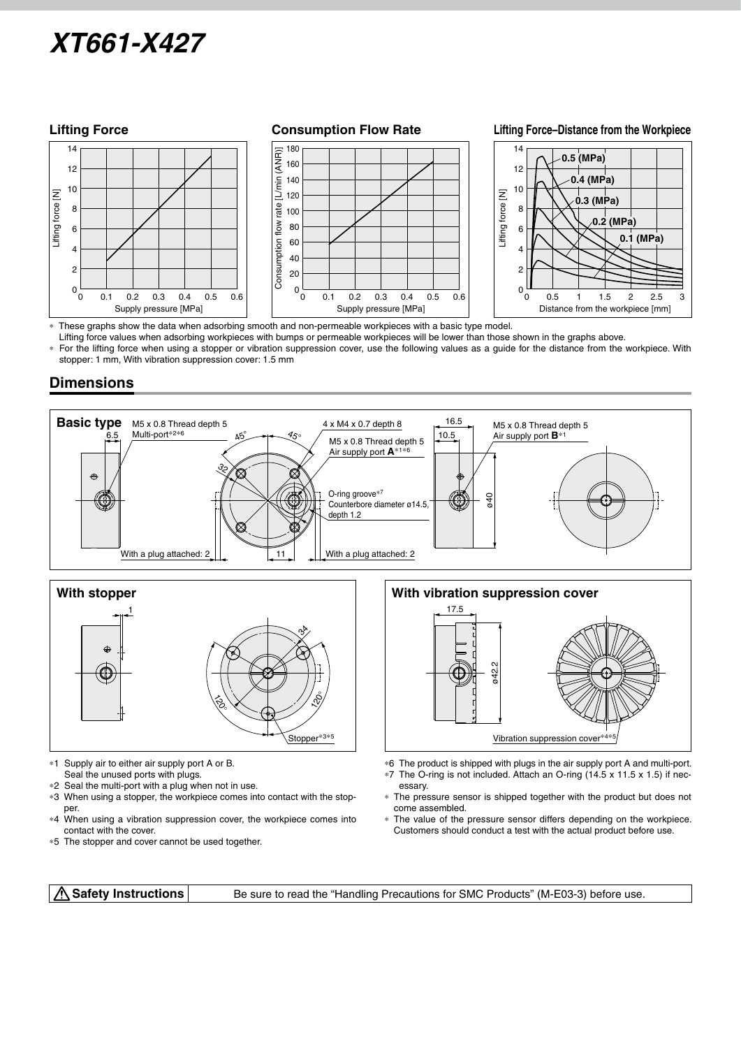# XT661-X427

## Lifting Force

Lifting force [N]

14
12
10
8
6
4
2
0

0 0.1 0.2 0.3 0.4 0.5 0.6

Supply pressure [MPa]

## Consumption Flow Rate

Consumption flow rate [L/min (ANR)]

180
160
140
120
100
80
60
40
20
0

0 0.1 0.2 0.3 0.4 0.5 0.6

Supply pressure [MPa]

## Lifting Force–Distance from the Workpiece

Lifting force [N]

14
12
10
8
6
4
2
0

0 0.5 1 1.5 2 2.5 3

Distance from the workpiece [mm]

0.5 (MPa)
0.4 (MPa)
0.3 (MPa)
0.2 (MPa)
0.1 (MPa)

* These graphs show the data when adsorbing smooth and non-permeable workpieces with a basic type model.
  Lifting force values when adsorbing workpieces with bumps or permeable workpieces will be lower than those shown in the graphs above.
* For the lifting force when using a stopper or vibration suppression cover, use the following values as a guide for the distance from the workpiece. With stopper: 1 mm, With vibration suppression cover: 1.5 mm

## Dimensions

### Basic type

M5 x 0.8 Thread depth 5
Multi-port*2*6

6.5

45°
45°

32

4 x M4 x 0.7 depth 8

M5 x 0.8 Thread depth 5
Air supply port **A***1*6

O-ring groove*7
Counterbore diameter ø14.5, depth 1.2

With a plug attached: 2

11

With a plug attached: 2

16.5
10.5

ø40

M5 x 0.8 Thread depth 5
Air supply port **B***1

### With stopper

1

34

120°
120°

Stopper*3*5

### With vibration suppression cover

17.5

ø42.2

Vibration suppression cover*4*5

*1 Supply air to either air supply port A or B.
   Seal the unused ports with plugs.
*2 Seal the multi-port with a plug when not in use.
*3 When using a stopper, the workpiece comes into contact with the stopper.
*4 When using a vibration suppression cover, the workpiece comes into contact with the cover.
*5 The stopper and cover cannot be used together.
*6 The product is shipped with plugs in the air supply port A and multi-port.
*7 The O-ring is not included. Attach an O-ring (14.5 x 11.5 x 1.5) if necessary.
* The pressure sensor is shipped together with the product but does not come assembled.
* The value of the pressure sensor differs depending on the workpiece. Customers should conduct a test with the actual product before use.

| ⚠ Safety Instructions | Be sure to read the “Handling Precautions for SMC Products” (M-E03-3) before use. |
| --- | --- |